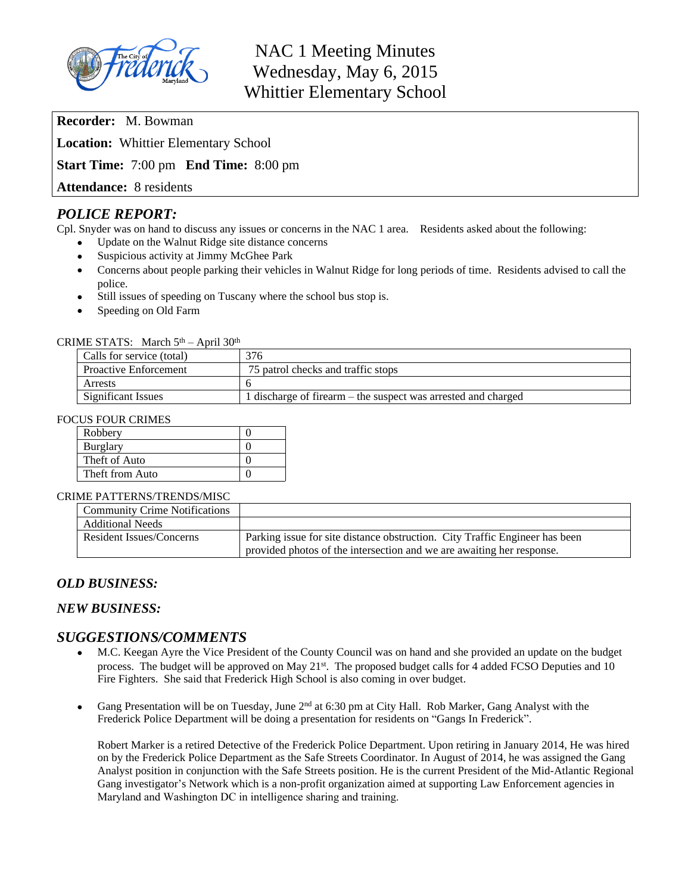# NAC 1 Meeting Minutes
# Wednesday, May 6, 2015
# Whittier Elementary School

**Recorder:** M. Bowman

**Location:** Whittier Elementary School

**Start Time:** 7:00 pm **End Time:** 8:00 pm

**Attendance:** 8 residents

## *POLICE REPORT:*

Cpl. Snyder was on hand to discuss any issues or concerns in the NAC 1 area. Residents asked about the following:

- Update on the Walnut Ridge site distance concerns
- Suspicious activity at Jimmy McGhee Park
- Concerns about people parking their vehicles in Walnut Ridge for long periods of time. Residents advised to call the police.
- Still issues of speeding on Tuscany where the school bus stop is.
- Speeding on Old Farm

CRIME STATS: March 5th – April 30th

| | |
|---|---|
| Calls for service (total) | 376 |
| Proactive Enforcement | 75 patrol checks and traffic stops |
| Arrests | 6 |
| Significant Issues | 1 discharge of firearm – the suspect was arrested and charged |

FOCUS FOUR CRIMES

| | |
|---|---|
| Robbery | 0 |
| Burglary | 0 |
| Theft of Auto | 0 |
| Theft from Auto | 0 |

CRIME PATTERNS/TRENDS/MISC

| | |
|---|---|
| Community Crime Notifications | |
| Additional Needs | |
| Resident Issues/Concerns | Parking issue for site distance obstruction. City Traffic Engineer has been provided photos of the intersection and we are awaiting her response. |

## *OLD BUSINESS:*

## *NEW BUSINESS:*

## *SUGGESTIONS/COMMENTS*

- M.C. Keegan Ayre the Vice President of the County Council was on hand and she provided an update on the budget process. The budget will be approved on May 21st. The proposed budget calls for 4 added FCSO Deputies and 10 Fire Fighters. She said that Frederick High School is also coming in over budget.

- Gang Presentation will be on Tuesday, June 2nd at 6:30 pm at City Hall. Rob Marker, Gang Analyst with the Frederick Police Department will be doing a presentation for residents on "Gangs In Frederick".

  Robert Marker is a retired Detective of the Frederick Police Department. Upon retiring in January 2014, He was hired on by the Frederick Police Department as the Safe Streets Coordinator. In August of 2014, he was assigned the Gang Analyst position in conjunction with the Safe Streets position. He is the current President of the Mid-Atlantic Regional Gang investigator's Network which is a non-profit organization aimed at supporting Law Enforcement agencies in Maryland and Washington DC in intelligence sharing and training.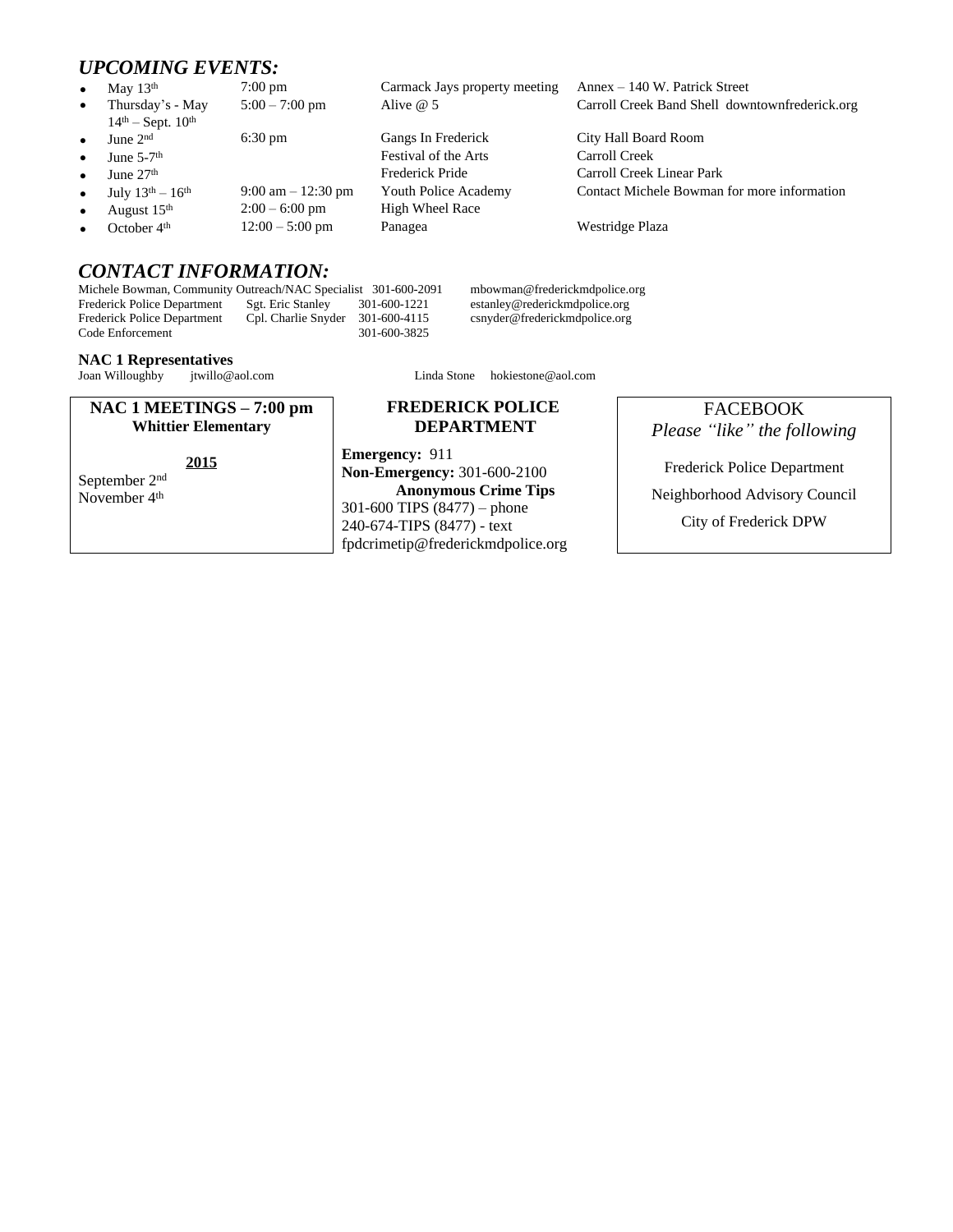## *UPCOMING EVENTS:*

| | | | |
|---|---|---|---|
| May 13th | 7:00 pm | Carmack Jays property meeting | Annex – 140 W. Patrick Street |
| Thursday's - May 14th – Sept. 10th | 5:00 – 7:00 pm | Alive @ 5 | Carroll Creek Band Shell downtownfrederick.org |
| June 2nd | 6:30 pm | Gangs In Frederick | City Hall Board Room |
| June 5-7th | | Festival of the Arts | Carroll Creek |
| June 27th | | Frederick Pride | Carroll Creek Linear Park |
| July 13th – 16th | 9:00 am – 12:30 pm | Youth Police Academy | Contact Michele Bowman for more information |
| August 15th | 2:00 – 6:00 pm | High Wheel Race | |
| October 4th | 12:00 – 5:00 pm | Panagea | Westridge Plaza |

## *CONTACT INFORMATION:*

| | | | |
|---|---|---|---|
| Michele Bowman, Community Outreach/NAC Specialist | | 301-600-2091 | mbowman@frederickmdpolice.org |
| Frederick Police Department | Sgt. Eric Stanley | 301-600-1221 | estanley@rederickmdpolice.org |
| Frederick Police Department | Cpl. Charlie Snyder | 301-600-4115 | csnyder@frederickmdpolice.org |
| Code Enforcement | | 301-600-3825 | |

**NAC 1 Representatives**

Joan Willoughby jtwillo@aol.com

Linda Stone hokiestone@aol.com

**NAC 1 MEETINGS – 7:00 pm**
**Whittier Elementary**

**2015**

September 2nd
November 4th

**FREDERICK POLICE DEPARTMENT**

**Emergency:** 911
**Non-Emergency:** 301-600-2100
**Anonymous Crime Tips**
301-600 TIPS (8477) – phone
240-674-TIPS (8477) - text
fpdcrimetip@frederickmdpolice.org

FACEBOOK
*Please "like" the following*

Frederick Police Department

Neighborhood Advisory Council

City of Frederick DPW